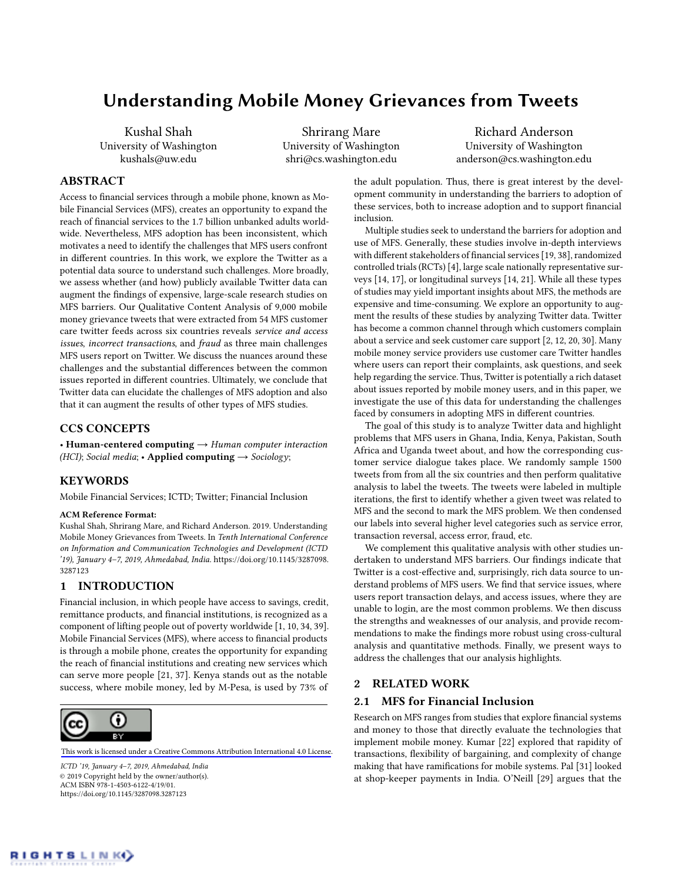# Understanding Mobile Money Grievances from Tweets

Kushal Shah
University of Washington
kushals@uw.edu

Shrirang Mare
University of Washington
shri@cs.washington.edu

Richard Anderson
University of Washington
anderson@cs.washington.edu

## ABSTRACT

Access to financial services through a mobile phone, known as Mobile Financial Services (MFS), creates an opportunity to expand the reach of financial services to the 1.7 billion unbanked adults worldwide. Nevertheless, MFS adoption has been inconsistent, which motivates a need to identify the challenges that MFS users confront in different countries. In this work, we explore the Twitter as a potential data source to understand such challenges. More broadly, we assess whether (and how) publicly available Twitter data can augment the findings of expensive, large-scale research studies on MFS barriers. Our Qualitative Content Analysis of 9,000 mobile money grievance tweets that were extracted from 54 MFS customer care twitter feeds across six countries reveals *service and access issues*, *incorrect transactions*, and *fraud* as three main challenges MFS users report on Twitter. We discuss the nuances around these challenges and the substantial differences between the common issues reported in different countries. Ultimately, we conclude that Twitter data can elucidate the challenges of MFS adoption and also that it can augment the results of other types of MFS studies.

## CCS CONCEPTS

• **Human-centered computing** → *Human computer interaction (HCI)*; *Social media*; • **Applied computing** → *Sociology*;

## KEYWORDS

Mobile Financial Services; ICTD; Twitter; Financial Inclusion

**ACM Reference Format:**
Kushal Shah, Shrirang Mare, and Richard Anderson. 2019. Understanding Mobile Money Grievances from Tweets. In *Tenth International Conference on Information and Communication Technologies and Development (ICTD '19), January 4–7, 2019, Ahmedabad, India.* https://doi.org/10.1145/3287098.3287123

## 1 INTRODUCTION

Financial inclusion, in which people have access to savings, credit, remittance products, and financial institutions, is recognized as a component of lifting people out of poverty worldwide [1, 10, 34, 39]. Mobile Financial Services (MFS), where access to financial products is through a mobile phone, creates the opportunity for expanding the reach of financial institutions and creating new services which can serve more people [21, 37]. Kenya stands out as the notable success, where mobile money, led by M-Pesa, is used by 73% of the adult population. Thus, there is great interest by the development community in understanding the barriers to adoption of these services, both to increase adoption and to support financial inclusion.

Multiple studies seek to understand the barriers for adoption and use of MFS. Generally, these studies involve in-depth interviews with different stakeholders of financial services [19, 38], randomized controlled trials (RCTs) [4], large scale nationally representative surveys [14, 17], or longitudinal surveys [14, 21]. While all these types of studies may yield important insights about MFS, the methods are expensive and time-consuming. We explore an opportunity to augment the results of these studies by analyzing Twitter data. Twitter has become a common channel through which customers complain about a service and seek customer care support [2, 12, 20, 30]. Many mobile money service providers use customer care Twitter handles where users can report their complaints, ask questions, and seek help regarding the service. Thus, Twitter is potentially a rich dataset about issues reported by mobile money users, and in this paper, we investigate the use of this data for understanding the challenges faced by consumers in adopting MFS in different countries.

The goal of this study is to analyze Twitter data and highlight problems that MFS users in Ghana, India, Kenya, Pakistan, South Africa and Uganda tweet about, and how the corresponding customer service dialogue takes place. We randomly sample 1500 tweets from from all the six countries and then perform qualitative analysis to label the tweets. The tweets were labeled in multiple iterations, the first to identify whether a given tweet was related to MFS and the second to mark the MFS problem. We then condensed our labels into several higher level categories such as service error, transaction reversal, access error, fraud, etc.

We complement this qualitative analysis with other studies undertaken to understand MFS barriers. Our findings indicate that Twitter is a cost-effective and, surprisingly, rich data source to understand problems of MFS users. We find that service issues, where users report transaction delays, and access issues, where they are unable to login, are the most common problems. We then discuss the strengths and weaknesses of our analysis, and provide recommendations to make the findings more robust using cross-cultural analysis and quantitative methods. Finally, we present ways to address the challenges that our analysis highlights.

## 2 RELATED WORK

### 2.1 MFS for Financial Inclusion

Research on MFS ranges from studies that explore financial systems and money to those that directly evaluate the technologies that implement mobile money. Kumar [22] explored that rapidity of transactions, flexibility of bargaining, and complexity of change making that have ramifications for mobile systems. Pal [31] looked at shop-keeper payments in India. O'Neill [29] argues that the

This work is licensed under a Creative Commons Attribution International 4.0 License.

*ICTD '19, January 4–7, 2019, Ahmedabad, India*
© 2019 Copyright held by the owner/author(s).
ACM ISBN 978-1-4503-6122-4/19/01.
https://doi.org/10.1145/3287098.3287123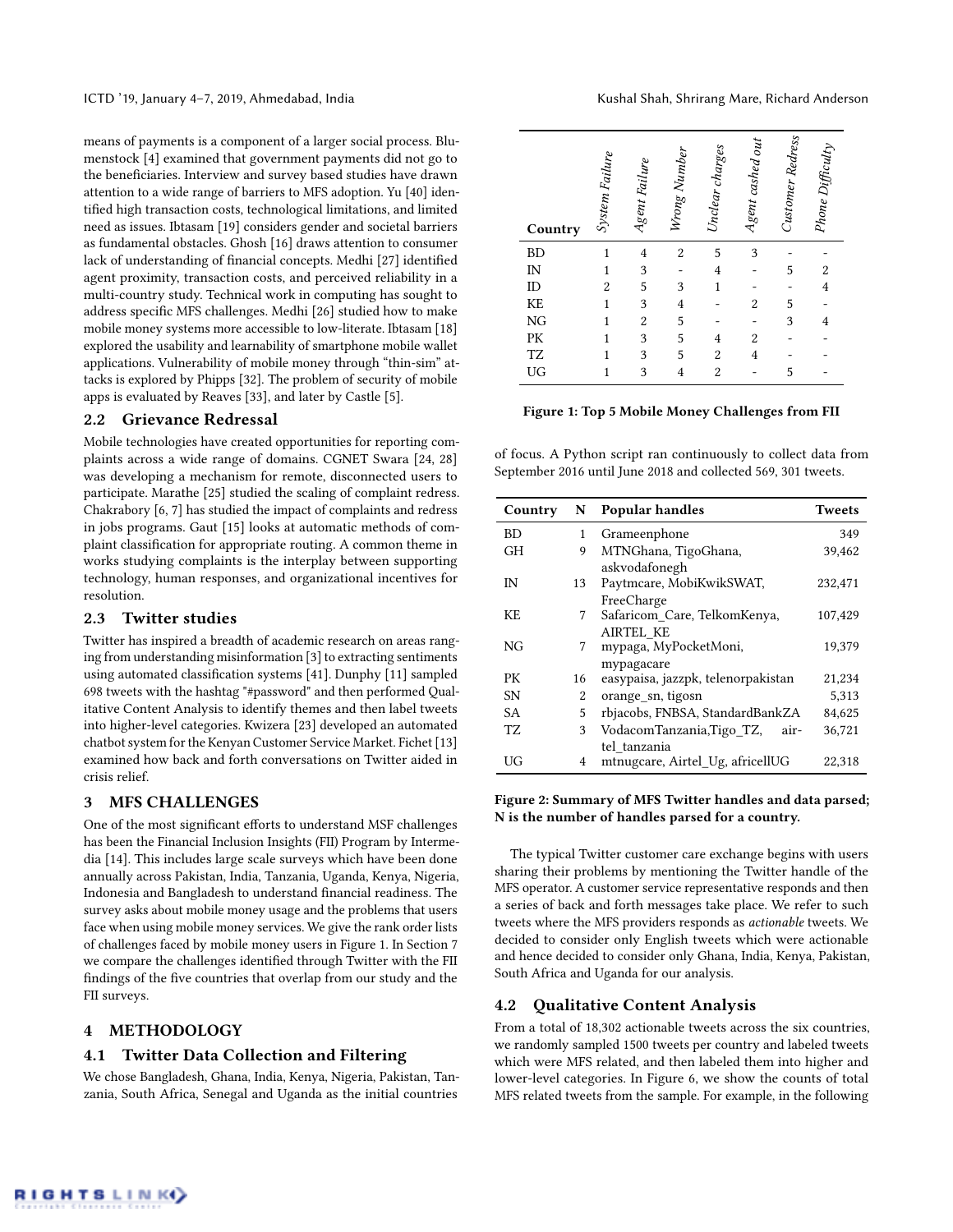means of payments is a component of a larger social process. Blumenstock [4] examined that government payments did not go to the beneficiaries. Interview and survey based studies have drawn attention to a wide range of barriers to MFS adoption. Yu [40] identified high transaction costs, technological limitations, and limited need as issues. Ibtasam [19] considers gender and societal barriers as fundamental obstacles. Ghosh [16] draws attention to consumer lack of understanding of financial concepts. Medhi [27] identified agent proximity, transaction costs, and perceived reliability in a multi-country study. Technical work in computing has sought to address specific MFS challenges. Medhi [26] studied how to make mobile money systems more accessible to low-literate. Ibtasam [18] explored the usability and learnability of smartphone mobile wallet applications. Vulnerability of mobile money through "thin-sim" attacks is explored by Phipps [32]. The problem of security of mobile apps is evaluated by Reaves [33], and later by Castle [5].

## 2.2 Grievance Redressal

Mobile technologies have created opportunities for reporting complaints across a wide range of domains. CGNET Swara [24, 28] was developing a mechanism for remote, disconnected users to participate. Marathe [25] studied the scaling of complaint redress. Chakrabory [6, 7] has studied the impact of complaints and redress in jobs programs. Gaut [15] looks at automatic methods of complaint classification for appropriate routing. A common theme in works studying complaints is the interplay between supporting technology, human responses, and organizational incentives for resolution.

## 2.3 Twitter studies

Twitter has inspired a breadth of academic research on areas ranging from understanding misinformation [3] to extracting sentiments using automated classification systems [41]. Dunphy [11] sampled 698 tweets with the hashtag "#password" and then performed Qualitative Content Analysis to identify themes and then label tweets into higher-level categories. Kwizera [23] developed an automated chatbot system for the Kenyan Customer Service Market. Fichet [13] examined how back and forth conversations on Twitter aided in crisis relief.

# 3 MFS CHALLENGES

One of the most significant efforts to understand MSF challenges has been the Financial Inclusion Insights (FII) Program by Intermedia [14]. This includes large scale surveys which have been done annually across Pakistan, India, Tanzania, Uganda, Kenya, Nigeria, Indonesia and Bangladesh to understand financial readiness. The survey asks about mobile money usage and the problems that users face when using mobile money services. We give the rank order lists of challenges faced by mobile money users in Figure 1. In Section 7 we compare the challenges identified through Twitter with the FII findings of the five countries that overlap from our study and the FII surveys.

| Country | *System Failure* | *Agent Failure* | *Wrong Number* | *Unclear charges* | *Agent cashed out* | *Customer Redress* | *Phone Difficulty* |
|---|---|---|---|---|---|---|---|
| BD | 1 | 4 | 2 | 5 | 3 | - | - |
| IN | 1 | 3 | - | 4 | - | 5 | 2 |
| ID | 2 | 5 | 3 | 1 | - | - | 4 |
| KE | 1 | 3 | 4 | - | 2 | 5 | - |
| NG | 1 | 2 | 5 | - | - | 3 | 4 |
| PK | 1 | 3 | 5 | 4 | 2 | - | - |
| TZ | 1 | 3 | 5 | 2 | 4 | - | - |
| UG | 1 | 3 | 4 | 2 | - | 5 | - |

**Figure 1: Top 5 Mobile Money Challenges from FII**

# 4 METHODOLOGY

## 4.1 Twitter Data Collection and Filtering

We chose Bangladesh, Ghana, India, Kenya, Nigeria, Pakistan, Tanzania, South Africa, Senegal and Uganda as the initial countries of focus. A Python script ran continuously to collect data from September 2016 until June 2018 and collected 569, 301 tweets.

| Country | N | Popular handles | Tweets |
|---|---|---|---|
| BD | 1 | Grameenphone | 349 |
| GH | 9 | MTNGhana, TigoGhana, askvodafonegh | 39,462 |
| IN | 13 | Paytmcare, MobiKwikSWAT, FreeCharge | 232,471 |
| KE | 7 | Safaricom_Care, TelkomKenya, AIRTEL_KE | 107,429 |
| NG | 7 | mypaga, MyPocketMoni, mypagacare | 19,379 |
| PK | 16 | easypaisa, jazzpk, telenorpakistan | 21,234 |
| SN | 2 | orange_sn, tigosn | 5,313 |
| SA | 5 | rbjacobs, FNBSA, StandardBankZA | 84,625 |
| TZ | 3 | VodacomTanzania,Tigo_TZ, airtel_tanzania | 36,721 |
| UG | 4 | mtnugcare, Airtel_Ug, africellUG | 22,318 |

**Figure 2: Summary of MFS Twitter handles and data parsed; N is the number of handles parsed for a country.**

The typical Twitter customer care exchange begins with users sharing their problems by mentioning the Twitter handle of the MFS operator. A customer service representative responds and then a series of back and forth messages take place. We refer to such tweets where the MFS providers responds as *actionable* tweets. We decided to consider only English tweets which were actionable and hence decided to consider only Ghana, India, Kenya, Pakistan, South Africa and Uganda for our analysis.

## 4.2 Qualitative Content Analysis

From a total of 18,302 actionable tweets across the six countries, we randomly sampled 1500 tweets per country and labeled tweets which were MFS related, and then labeled them into higher and lower-level categories. In Figure 6, we show the counts of total MFS related tweets from the sample. For example, in the following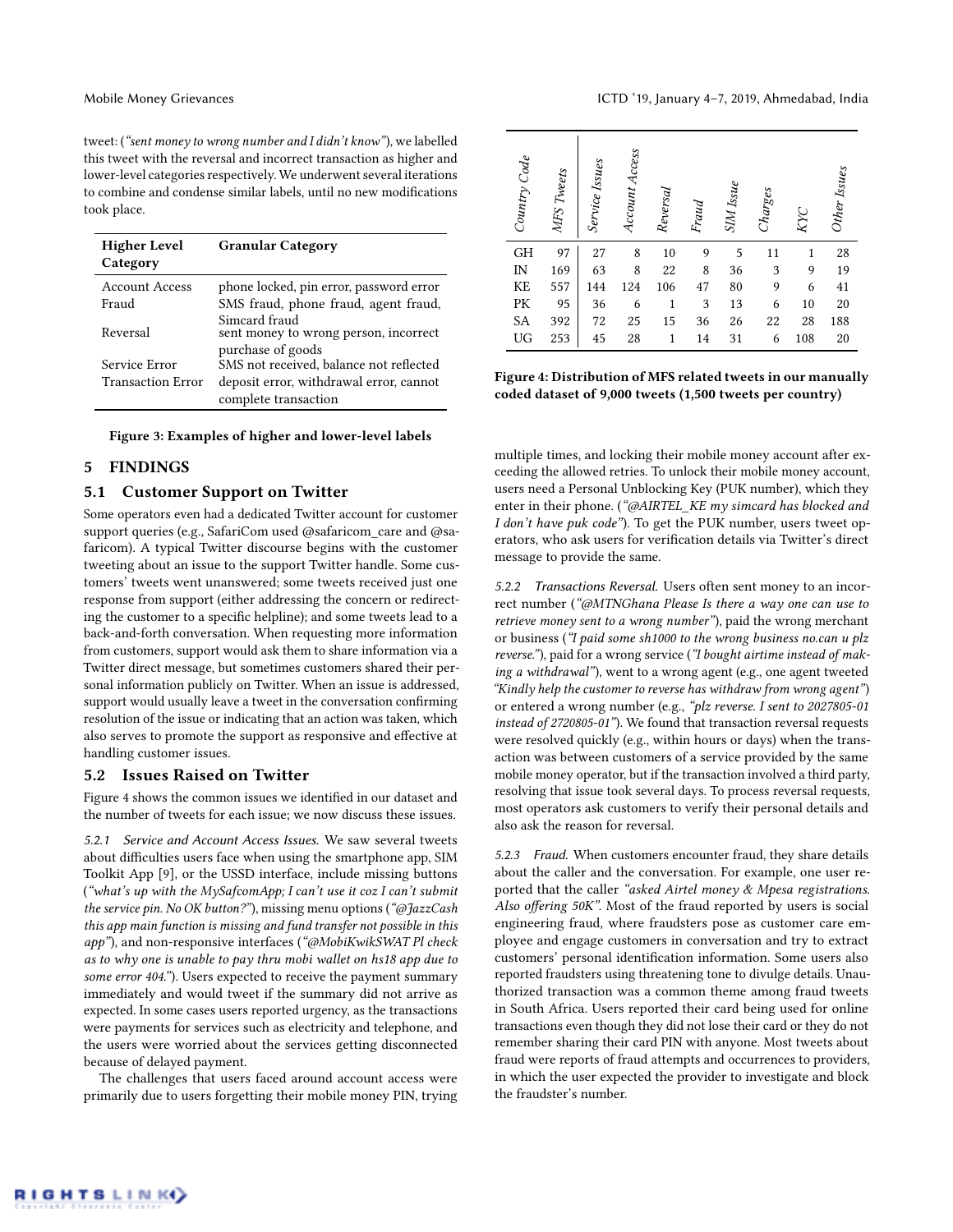tweet: (*"sent money to wrong number and I didn't know"*), we labelled this tweet with the reversal and incorrect transaction as higher and lower-level categories respectively. We underwent several iterations to combine and condense similar labels, until no new modifications took place.

| Higher Level Category | Granular Category |
|---|---|
| Account Access | phone locked, pin error, password error |
| Fraud | SMS fraud, phone fraud, agent fraud, Simcard fraud |
| Reversal | sent money to wrong person, incorrect purchase of goods |
| Service Error | SMS not received, balance not reflected |
| Transaction Error | deposit error, withdrawal error, cannot complete transaction |

**Figure 3: Examples of higher and lower-level labels**

## 5 FINDINGS

### 5.1 Customer Support on Twitter

Some operators even had a dedicated Twitter account for customer support queries (e.g., SafariCom used @safaricom_care and @safaricom). A typical Twitter discourse begins with the customer tweeting about an issue to the support Twitter handle. Some customers' tweets went unanswered; some tweets received just one response from support (either addressing the concern or redirecting the customer to a specific helpline); and some tweets lead to a back-and-forth conversation. When requesting more information from customers, support would ask them to share information via a Twitter direct message, but sometimes customers shared their personal information publicly on Twitter. When an issue is addressed, support would usually leave a tweet in the conversation confirming resolution of the issue or indicating that an action was taken, which also serves to promote the support as responsive and effective at handling customer issues.

### 5.2 Issues Raised on Twitter

Figure 4 shows the common issues we identified in our dataset and the number of tweets for each issue; we now discuss these issues.

*5.2.1 Service and Account Access Issues.* We saw several tweets about difficulties users face when using the smartphone app, SIM Toolkit App [9], or the USSD interface, include missing buttons (*"what's up with the MySafcomApp; I can't use it coz I can't submit the service pin. No OK button?"*), missing menu options (*"@JazzCash this app main function is missing and fund transfer not possible in this app"*), and non-responsive interfaces (*"@MobiKwikSWAT Pl check as to why one is unable to pay thru mobi wallet on hs18 app due to some error 404."*). Users expected to receive the payment summary immediately and would tweet if the summary did not arrive as expected. In some cases users reported urgency, as the transactions were payments for services such as electricity and telephone, and the users were worried about the services getting disconnected because of delayed payment.

The challenges that users faced around account access were primarily due to users forgetting their mobile money PIN, trying multiple times, and locking their mobile money account after exceeding the allowed retries. To unlock their mobile money account, users need a Personal Unblocking Key (PUK number), which they enter in their phone. (*"@AIRTEL_KE my simcard has blocked and I don't have puk code"*). To get the PUK number, users tweet operators, who ask users for verification details via Twitter's direct message to provide the same.

| Country Code | MFS Tweets | Service Issues | Account Access | Reversal | Fraud | SIM Issue | Charges | KYC | Other Issues |
|---|---|---|---|---|---|---|---|---|---|
| GH | 97 | 27 | 8 | 10 | 9 | 5 | 11 | 1 | 28 |
| IN | 169 | 63 | 8 | 22 | 8 | 36 | 3 | 9 | 19 |
| KE | 557 | 144 | 124 | 106 | 47 | 80 | 9 | 6 | 41 |
| PK | 95 | 36 | 6 | 1 | 3 | 13 | 6 | 10 | 20 |
| SA | 392 | 72 | 25 | 15 | 36 | 26 | 22 | 28 | 188 |
| UG | 253 | 45 | 28 | 1 | 14 | 31 | 6 | 108 | 20 |

**Figure 4: Distribution of MFS related tweets in our manually coded dataset of 9,000 tweets (1,500 tweets per country)**

*5.2.2 Transactions Reversal.* Users often sent money to an incorrect number (*"@MTNGhana Please Is there a way one can use to retrieve money sent to a wrong number"*), paid the wrong merchant or business (*"I paid some sh1000 to the wrong business no.can u plz reverse."*), paid for a wrong service (*"I bought airtime instead of making a withdrawal"*), went to a wrong agent (e.g., one agent tweeted *"Kindly help the customer to reverse has withdraw from wrong agent"*) or entered a wrong number (e.g., *"plz reverse. I sent to 2027805-01 instead of 2720805-01"*). We found that transaction reversal requests were resolved quickly (e.g., within hours or days) when the transaction was between customers of a service provided by the same mobile money operator, but if the transaction involved a third party, resolving that issue took several days. To process reversal requests, most operators ask customers to verify their personal details and also ask the reason for reversal.

*5.2.3 Fraud.* When customers encounter fraud, they share details about the caller and the conversation. For example, one user reported that the caller *"asked Airtel money & Mpesa registrations. Also offering 50K"*. Most of the fraud reported by users is social engineering fraud, where fraudsters pose as customer care employee and engage customers in conversation and try to extract customers' personal identification information. Some users also reported fraudsters using threatening tone to divulge details. Unauthorized transaction was a common theme among fraud tweets in South Africa. Users reported their card being used for online transactions even though they did not lose their card or they do not remember sharing their card PIN with anyone. Most tweets about fraud were reports of fraud attempts and occurrences to providers, in which the user expected the provider to investigate and block the fraudster's number.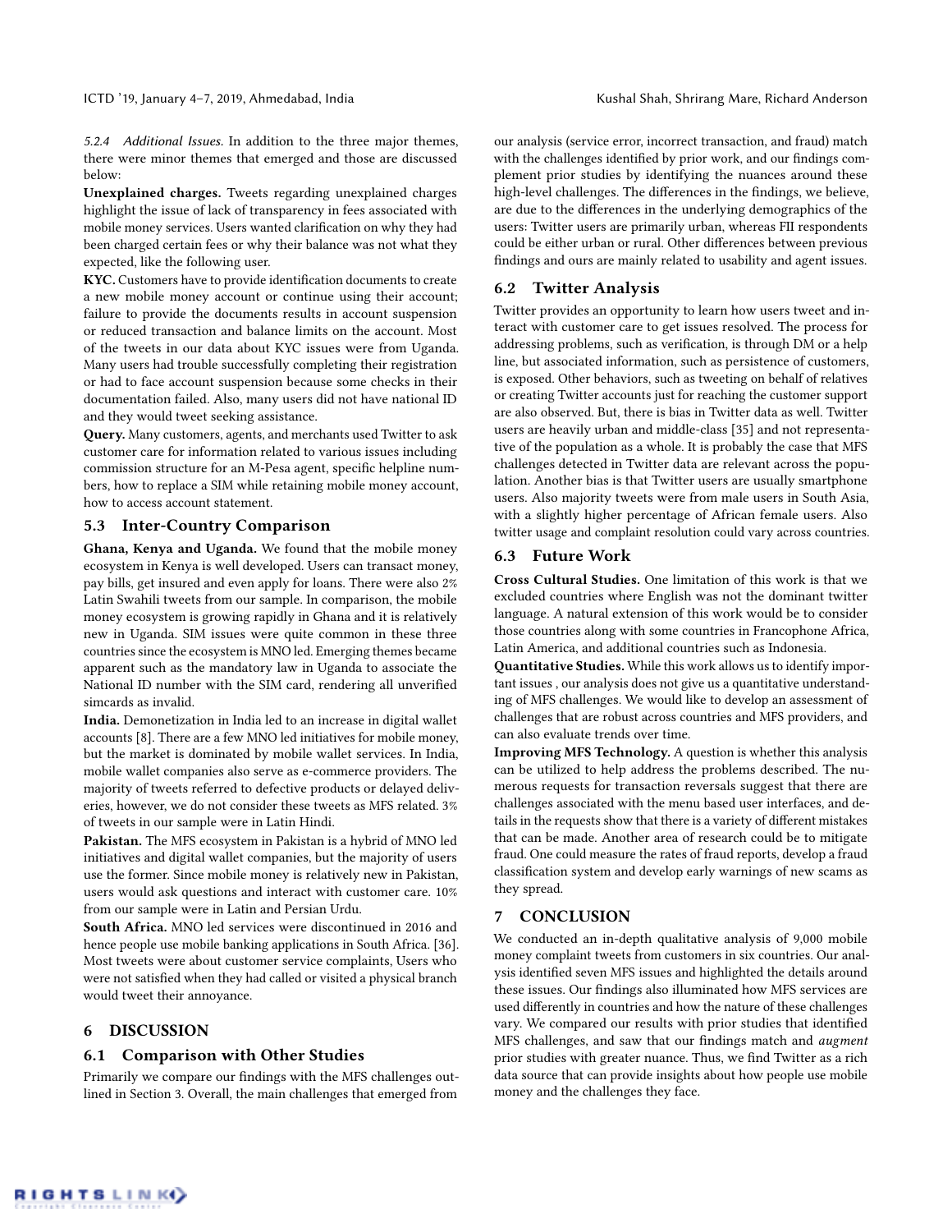#### 5.2.4 *Additional Issues.*

In addition to the three major themes, there were minor themes that emerged and those are discussed below:

**Unexplained charges.** Tweets regarding unexplained charges highlight the issue of lack of transparency in fees associated with mobile money services. Users wanted clarification on why they had been charged certain fees or why their balance was not what they expected, like the following user.

**KYC.** Customers have to provide identification documents to create a new mobile money account or continue using their account; failure to provide the documents results in account suspension or reduced transaction and balance limits on the account. Most of the tweets in our data about KYC issues were from Uganda. Many users had trouble successfully completing their registration or had to face account suspension because some checks in their documentation failed. Also, many users did not have national ID and they would tweet seeking assistance.

**Query.** Many customers, agents, and merchants used Twitter to ask customer care for information related to various issues including commission structure for an M-Pesa agent, specific helpline numbers, how to replace a SIM while retaining mobile money account, how to access account statement.

### 5.3 Inter-Country Comparison

**Ghana, Kenya and Uganda.** We found that the mobile money ecosystem in Kenya is well developed. Users can transact money, pay bills, get insured and even apply for loans. There were also 2% Latin Swahili tweets from our sample. In comparison, the mobile money ecosystem is growing rapidly in Ghana and it is relatively new in Uganda. SIM issues were quite common in these three countries since the ecosystem is MNO led. Emerging themes became apparent such as the mandatory law in Uganda to associate the National ID number with the SIM card, rendering all unverified simcards as invalid.

**India.** Demonetization in India led to an increase in digital wallet accounts [8]. There are a few MNO led initiatives for mobile money, but the market is dominated by mobile wallet services. In India, mobile wallet companies also serve as e-commerce providers. The majority of tweets referred to defective products or delayed deliveries, however, we do not consider these tweets as MFS related. 3% of tweets in our sample were in Latin Hindi.

**Pakistan.** The MFS ecosystem in Pakistan is a hybrid of MNO led initiatives and digital wallet companies, but the majority of users use the former. Since mobile money is relatively new in Pakistan, users would ask questions and interact with customer care. 10% from our sample were in Latin and Persian Urdu.

**South Africa.** MNO led services were discontinued in 2016 and hence people use mobile banking applications in South Africa. [36]. Most tweets were about customer service complaints, Users who were not satisfied when they had called or visited a physical branch would tweet their annoyance.

## 6 DISCUSSION

### 6.1 Comparison with Other Studies

Primarily we compare our findings with the MFS challenges outlined in Section 3. Overall, the main challenges that emerged from our analysis (service error, incorrect transaction, and fraud) match with the challenges identified by prior work, and our findings complement prior studies by identifying the nuances around these high-level challenges. The differences in the findings, we believe, are due to the differences in the underlying demographics of the users: Twitter users are primarily urban, whereas FII respondents could be either urban or rural. Other differences between previous findings and ours are mainly related to usability and agent issues.

### 6.2 Twitter Analysis

Twitter provides an opportunity to learn how users tweet and interact with customer care to get issues resolved. The process for addressing problems, such as verification, is through DM or a help line, but associated information, such as persistence of customers, is exposed. Other behaviors, such as tweeting on behalf of relatives or creating Twitter accounts just for reaching the customer support are also observed. But, there is bias in Twitter data as well. Twitter users are heavily urban and middle-class [35] and not representative of the population as a whole. It is probably the case that MFS challenges detected in Twitter data are relevant across the population. Another bias is that Twitter users are usually smartphone users. Also majority tweets were from male users in South Asia, with a slightly higher percentage of African female users. Also twitter usage and complaint resolution could vary across countries.

### 6.3 Future Work

**Cross Cultural Studies.** One limitation of this work is that we excluded countries where English was not the dominant twitter language. A natural extension of this work would be to consider those countries along with some countries in Francophone Africa, Latin America, and additional countries such as Indonesia.

**Quantitative Studies.** While this work allows us to identify important issues , our analysis does not give us a quantitative understanding of MFS challenges. We would like to develop an assessment of challenges that are robust across countries and MFS providers, and can also evaluate trends over time.

**Improving MFS Technology.** A question is whether this analysis can be utilized to help address the problems described. The numerous requests for transaction reversals suggest that there are challenges associated with the menu based user interfaces, and details in the requests show that there is a variety of different mistakes that can be made. Another area of research could be to mitigate fraud. One could measure the rates of fraud reports, develop a fraud classification system and develop early warnings of new scams as they spread.

## 7 CONCLUSION

We conducted an in-depth qualitative analysis of 9,000 mobile money complaint tweets from customers in six countries. Our analysis identified seven MFS issues and highlighted the details around these issues. Our findings also illuminated how MFS services are used differently in countries and how the nature of these challenges vary. We compared our results with prior studies that identified MFS challenges, and saw that our findings match and *augment* prior studies with greater nuance. Thus, we find Twitter as a rich data source that can provide insights about how people use mobile money and the challenges they face.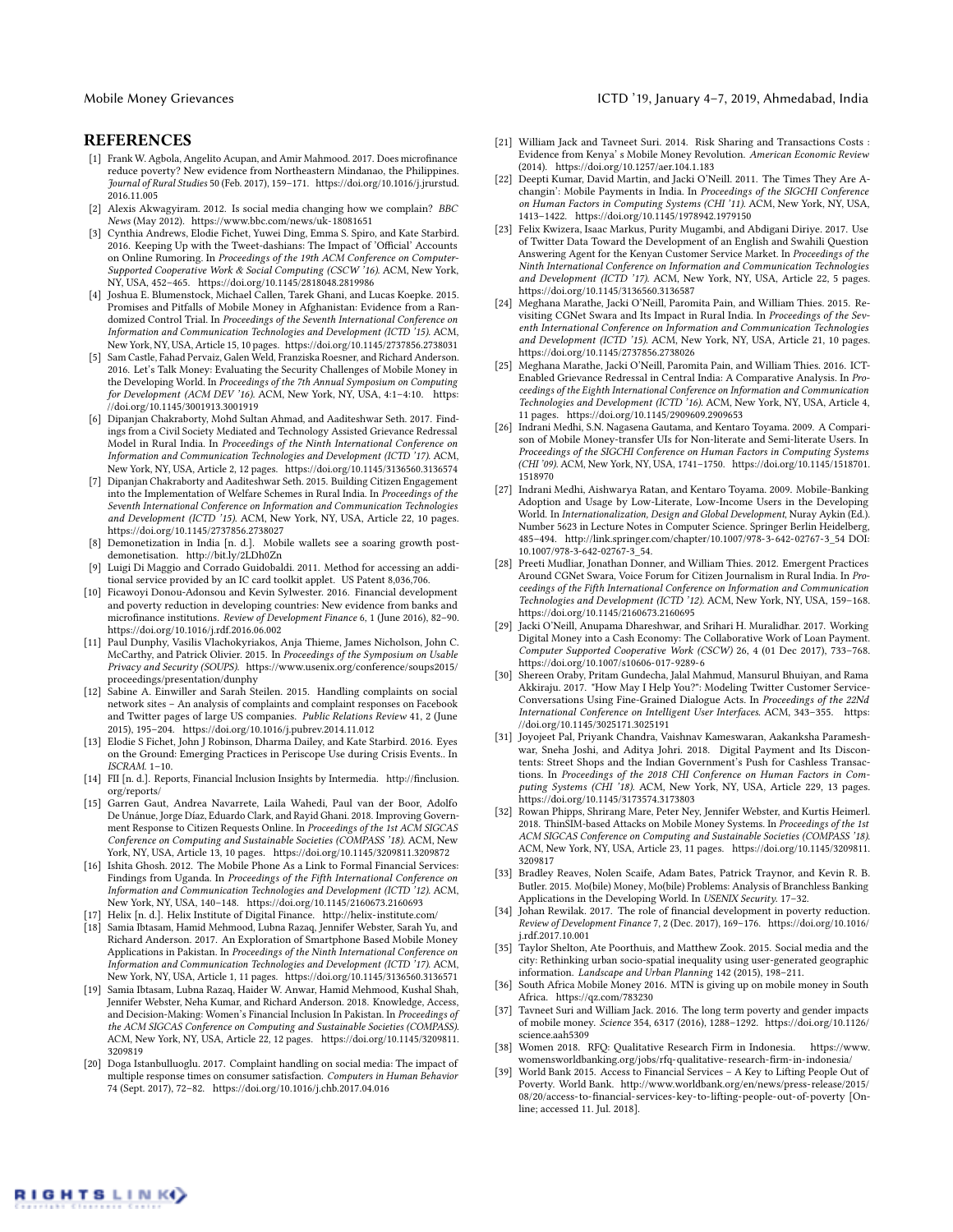## REFERENCES

[1] Frank W. Agbola, Angelito Acupan, and Amir Mahmood. 2017. Does microfinance reduce poverty? New evidence from Northeastern Mindanao, the Philippines. *Journal of Rural Studies* 50 (Feb. 2017), 159–171. https://doi.org/10.1016/j.jrurstud.2016.11.005

[2] Alexis Akwagyiram. 2012. Is social media changing how we complain? *BBC News* (May 2012). https://www.bbc.com/news/uk-18081651

[3] Cynthia Andrews, Elodie Fichet, Yuwei Ding, Emma S. Spiro, and Kate Starbird. 2016. Keeping Up with the Tweet-dashians: The Impact of 'Official' Accounts on Online Rumoring. In *Proceedings of the 19th ACM Conference on Computer-Supported Cooperative Work & Social Computing (CSCW '16)*. ACM, New York, NY, USA, 452–465. https://doi.org/10.1145/2818048.2819986

[4] Joshua E. Blumenstock, Michael Callen, Tarek Ghani, and Lucas Koepke. 2015. Promises and Pitfalls of Mobile Money in Afghanistan: Evidence from a Randomized Control Trial. In *Proceedings of the Seventh International Conference on Information and Communication Technologies and Development (ICTD '15)*. ACM, New York, NY, USA, Article 15, 10 pages. https://doi.org/10.1145/2737856.2738031

[5] Sam Castle, Fahad Pervaiz, Galen Weld, Franziska Roesner, and Richard Anderson. 2016. Let's Talk Money: Evaluating the Security Challenges of Mobile Money in the Developing World. In *Proceedings of the 7th Annual Symposium on Computing for Development (ACM DEV '16)*. ACM, New York, NY, USA, 4:1–4:10. https://doi.org/10.1145/3001913.3001919

[6] Dipanjan Chakraborty, Mohd Sultan Ahmad, and Aaditeshwar Seth. 2017. Findings from a Civil Society Mediated and Technology Assisted Grievance Redressal Model in Rural India. In *Proceedings of the Ninth International Conference on Information and Communication Technologies and Development (ICTD '17)*. ACM, New York, NY, USA, Article 2, 12 pages. https://doi.org/10.1145/3136560.3136574

[7] Dipanjan Chakraborty and Aaditeshwar Seth. 2015. Building Citizen Engagement into the Implementation of Welfare Schemes in Rural India. In *Proceedings of the Seventh International Conference on Information and Communication Technologies and Development (ICTD '15)*. ACM, New York, NY, USA, Article 22, 10 pages. https://doi.org/10.1145/2737856.2738027

[8] Demonetization in India [n. d.]. Mobile wallets see a soaring growth post-demonetisation. http://bit.ly/2LDh0Zn

[9] Luigi Di Maggio and Corrado Guidobaldi. 2011. Method for accessing an additional service provided by an IC card toolkit applet. US Patent 8,036,706.

[10] Ficawoyi Donou-Adonsou and Kevin Sylwester. 2016. Financial development and poverty reduction in developing countries: New evidence from banks and microfinance institutions. *Review of Development Finance* 6, 1 (June 2016), 82–90. https://doi.org/10.1016/j.rdf.2016.06.002

[11] Paul Dunphy, Vasilis Vlachokyriakos, Anja Thieme, James Nicholson, John C. McCarthy, and Patrick Olivier. 2015. In *Proceedings of the Symposium on Usable Privacy and Security (SOUPS)*. https://www.usenix.org/conference/soups2015/proceedings/presentation/dunphy

[12] Sabine A. Einwiller and Sarah Steilen. 2015. Handling complaints on social network sites – An analysis of complaints and complaint responses on Facebook and Twitter pages of large US companies. *Public Relations Review* 41, 2 (June 2015), 195–204. https://doi.org/10.1016/j.pubrev.2014.11.012

[13] Elodie S Fichet, John J Robinson, Dharma Dailey, and Kate Starbird. 2016. Eyes on the Ground: Emerging Practices in Periscope Use during Crisis Events.. In *ISCRAM*. 1–10.

[14] FII [n. d.]. Reports, Financial Inclusion Insights by Intermedia. http://finclusion.org/reports/

[15] Garren Gaut, Andrea Navarrete, Laila Wahedi, Paul van der Boor, Adolfo De Unánue, Jorge Díaz, Eduardo Clark, and Rayid Ghani. 2018. Improving Government Response to Citizen Requests Online. In *Proceedings of the 1st ACM SIGCAS Conference on Computing and Sustainable Societies (COMPASS '18)*. ACM, New York, NY, USA, Article 13, 10 pages. https://doi.org/10.1145/3209811.3209872

[16] Ishita Ghosh. 2012. The Mobile Phone As a Link to Formal Financial Services: Findings from Uganda. In *Proceedings of the Fifth International Conference on Information and Communication Technologies and Development (ICTD '12)*. ACM, New York, NY, USA, 140–148. https://doi.org/10.1145/2160673.2160693

[17] Helix [n. d.]. Helix Institute of Digital Finance. http://helix-institute.com/

[18] Samia Ibtasam, Hamid Mehmood, Lubna Razaq, Jennifer Webster, Sarah Yu, and Richard Anderson. 2017. An Exploration of Smartphone Based Mobile Money Applications in Pakistan. In *Proceedings of the Ninth International Conference on Information and Communication Technologies and Development (ICTD '17)*. ACM, New York, NY, USA, Article 1, 11 pages. https://doi.org/10.1145/3136560.3136571

[19] Samia Ibtasam, Lubna Razaq, Haider W. Anwar, Hamid Mehmood, Kushal Shah, Jennifer Webster, Neha Kumar, and Richard Anderson. 2018. Knowledge, Access, and Decision-Making: Women's Financial Inclusion In Pakistan. In *Proceedings of the ACM SIGCAS Conference on Computing and Sustainable Societies (COMPASS)*. ACM, New York, NY, USA, Article 22, 12 pages. https://doi.org/10.1145/3209811.3209819

[20] Doga Istanbulluoglu. 2017. Complaint handling on social media: The impact of multiple response times on consumer satisfaction. *Computers in Human Behavior* 74 (Sept. 2017), 72–82. https://doi.org/10.1016/j.chb.2017.04.016

[21] William Jack and Tavneet Suri. 2014. Risk Sharing and Transactions Costs : Evidence from Kenya' s Mobile Money Revolution. *American Economic Review* (2014). https://doi.org/10.1257/aer.104.1.183

[22] Deepti Kumar, David Martin, and Jacki O'Neill. 2011. The Times They Are A-changin': Mobile Payments in India. In *Proceedings of the SIGCHI Conference on Human Factors in Computing Systems (CHI '11)*. ACM, New York, NY, USA, 1413–1422. https://doi.org/10.1145/1978942.1979150

[23] Felix Kwizera, Isaac Markus, Purity Mugambi, and Abdigani Diriye. 2017. Use of Twitter Data Toward the Development of an English and Swahili Question Answering Agent for the Kenyan Customer Service Market. In *Proceedings of the Ninth International Conference on Information and Communication Technologies and Development (ICTD '17)*. ACM, New York, NY, USA, Article 22, 5 pages. https://doi.org/10.1145/3136560.3136587

[24] Meghana Marathe, Jacki O'Neill, Paromita Pain, and William Thies. 2015. Revisiting CGNet Swara and Its Impact in Rural India. In *Proceedings of the Seventh International Conference on Information and Communication Technologies and Development (ICTD '15)*. ACM, New York, NY, USA, Article 21, 10 pages. https://doi.org/10.1145/2737856.2738026

[25] Meghana Marathe, Jacki O'Neill, Paromita Pain, and William Thies. 2016. ICT-Enabled Grievance Redressal in Central India: A Comparative Analysis. In *Proceedings of the Eighth International Conference on Information and Communication Technologies and Development (ICTD '16)*. ACM, New York, NY, USA, Article 4, 11 pages. https://doi.org/10.1145/2909609.2909653

[26] Indrani Medhi, S.N. Nagasena Gautama, and Kentaro Toyama. 2009. A Comparison of Mobile Money-transfer UIs for Non-literate and Semi-literate Users. In *Proceedings of the SIGCHI Conference on Human Factors in Computing Systems (CHI '09)*. ACM, New York, NY, USA, 1741–1750. https://doi.org/10.1145/1518701.1518970

[27] Indrani Medhi, Aishwarya Ratan, and Kentaro Toyama. 2009. Mobile-Banking Adoption and Usage by Low-Literate, Low-Income Users in the Developing World. In *Internationalization, Design and Global Development*, Nuray Aykin (Ed.). Number 5623 in Lecture Notes in Computer Science. Springer Berlin Heidelberg, 485–494. http://link.springer.com/chapter/10.1007/978-3-642-02767-3_54 DOI: 10.1007/978-3-642-02767-3_54.

[28] Preeti Mudliar, Jonathan Donner, and William Thies. 2012. Emergent Practices Around CGNet Swara, Voice Forum for Citizen Journalism in Rural India. In *Proceedings of the Fifth International Conference on Information and Communication Technologies and Development (ICTD '12)*. ACM, New York, NY, USA, 159–168. https://doi.org/10.1145/2160673.2160695

[29] Jacki O'Neill, Anupama Dhareshwar, and Srihari H. Muralidhar. 2017. Working Digital Money into a Cash Economy: The Collaborative Work of Loan Payment. *Computer Supported Cooperative Work (CSCW)* 26, 4 (01 Dec 2017), 733–768. https://doi.org/10.1007/s10606-017-9289-6

[30] Shereen Oraby, Pritam Gundecha, Jalal Mahmud, Mansurul Bhuiyan, and Rama Akkiraju. 2017. "How May I Help You?": Modeling Twitter Customer Service Conversations Using Fine-Grained Dialogue Acts. In *Proceedings of the 22Nd International Conference on Intelligent User Interfaces*. ACM, 343–355. https://doi.org/10.1145/3025171.3025191

[31] Joyojeet Pal, Priyank Chandra, Vaishnav Kameswaran, Aakanksha Parameshwar, Sneha Joshi, and Aditya Johri. 2018. Digital Payment and Its Discontents: Street Shops and the Indian Government's Push for Cashless Transactions. In *Proceedings of the 2018 CHI Conference on Human Factors in Computing Systems (CHI '18)*. ACM, New York, NY, USA, Article 229, 13 pages. https://doi.org/10.1145/3173574.3173803

[32] Rowan Phipps, Shrirang Mare, Peter Ney, Jennifer Webster, and Kurtis Heimerl. 2018. ThinSIM-based Attacks on Mobile Money Systems. In *Proceedings of the 1st ACM SIGCAS Conference on Computing and Sustainable Societies (COMPASS '18)*. ACM, New York, NY, USA, Article 23, 11 pages. https://doi.org/10.1145/3209811.3209817

[33] Bradley Reaves, Nolen Scaife, Adam Bates, Patrick Traynor, and Kevin R. B. Butler. 2015. Mo(bile) Money, Mo(bile) Problems: Analysis of Branchless Banking Applications in the Developing World. In *USENIX Security*. 17–32.

[34] Johan Rewilak. 2017. The role of financial development in poverty reduction. *Review of Development Finance* 7, 2 (Dec. 2017), 169–176. https://doi.org/10.1016/j.rdf.2017.10.001

[35] Taylor Shelton, Ate Poorthuis, and Matthew Zook. 2015. Social media and the city: Rethinking urban socio-spatial inequality using user-generated geographic information. *Landscape and Urban Planning* 142 (2015), 198–211.

[36] South Africa Mobile Money 2016. MTN is giving up on mobile money in South Africa. https://qz.com/783230

[37] Tavneet Suri and William Jack. 2016. The long term poverty and gender impacts of mobile money. *Science* 354, 6317 (2016), 1288–1292. https://doi.org/10.1126/science.aah5309

[38] Women 2018. RFQ: Qualitative Research Firm in Indonesia. https://www.womensworldbanking.org/jobs/rfq-qualitative-research-firm-in-indonesia/

[39] World Bank 2015. Access to Financial Services – A Key to Lifting People Out of Poverty. World Bank. http://www.worldbank.org/en/news/press-release/2015/08/20/access-to-financial-services-key-to-lifting-people-out-of-poverty [Online; accessed 11. Jul. 2018].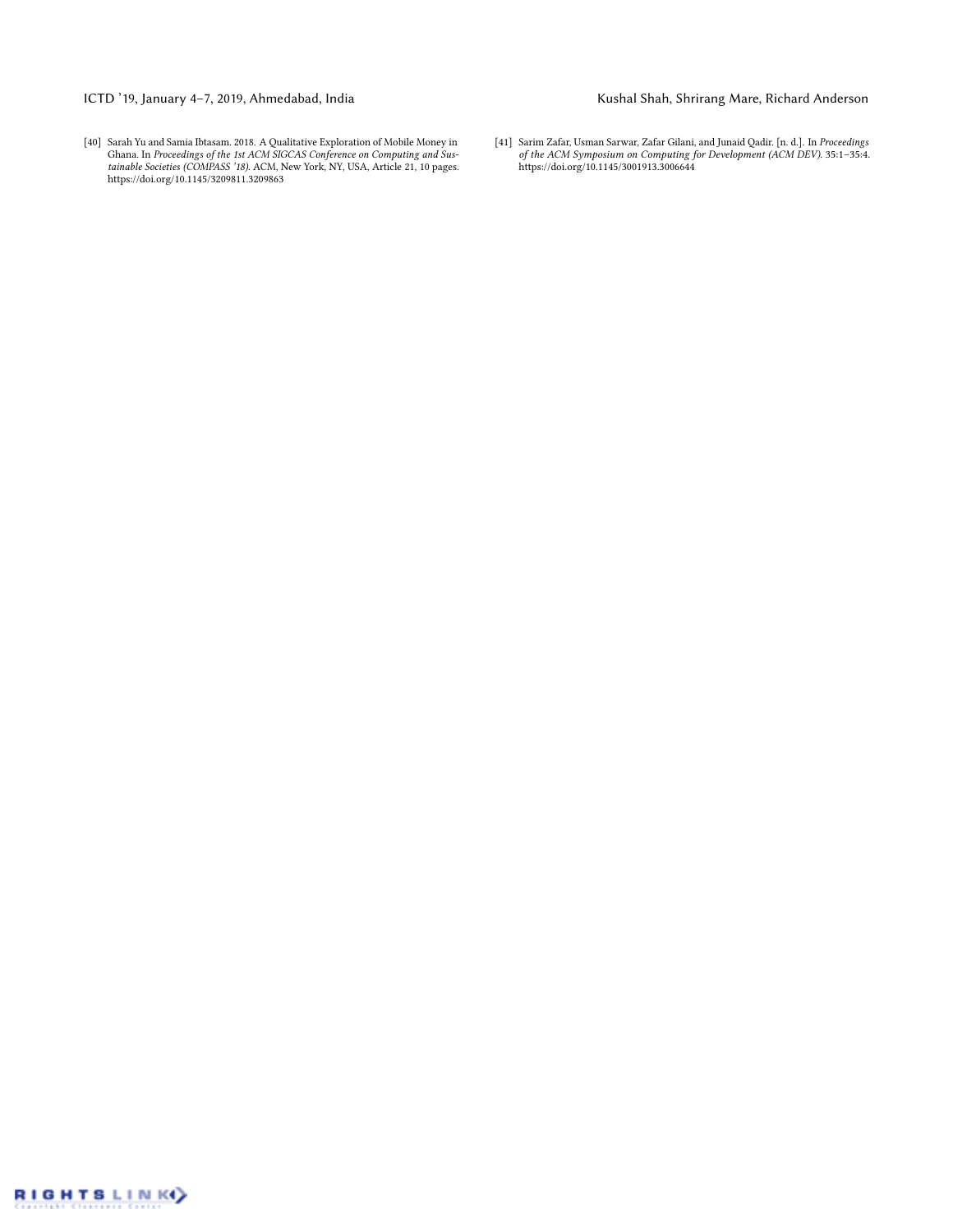[40] Sarah Yu and Samia Ibtasam. 2018. A Qualitative Exploration of Mobile Money in Ghana. In *Proceedings of the 1st ACM SIGCAS Conference on Computing and Sustainable Societies (COMPASS '18)*. ACM, New York, NY, USA, Article 21, 10 pages. https://doi.org/10.1145/3209811.3209863

[41] Sarim Zafar, Usman Sarwar, Zafar Gilani, and Junaid Qadir. [n. d.]. In *Proceedings of the ACM Symposium on Computing for Development (ACM DEV)*. 35:1–35:4. https://doi.org/10.1145/3001913.3006644